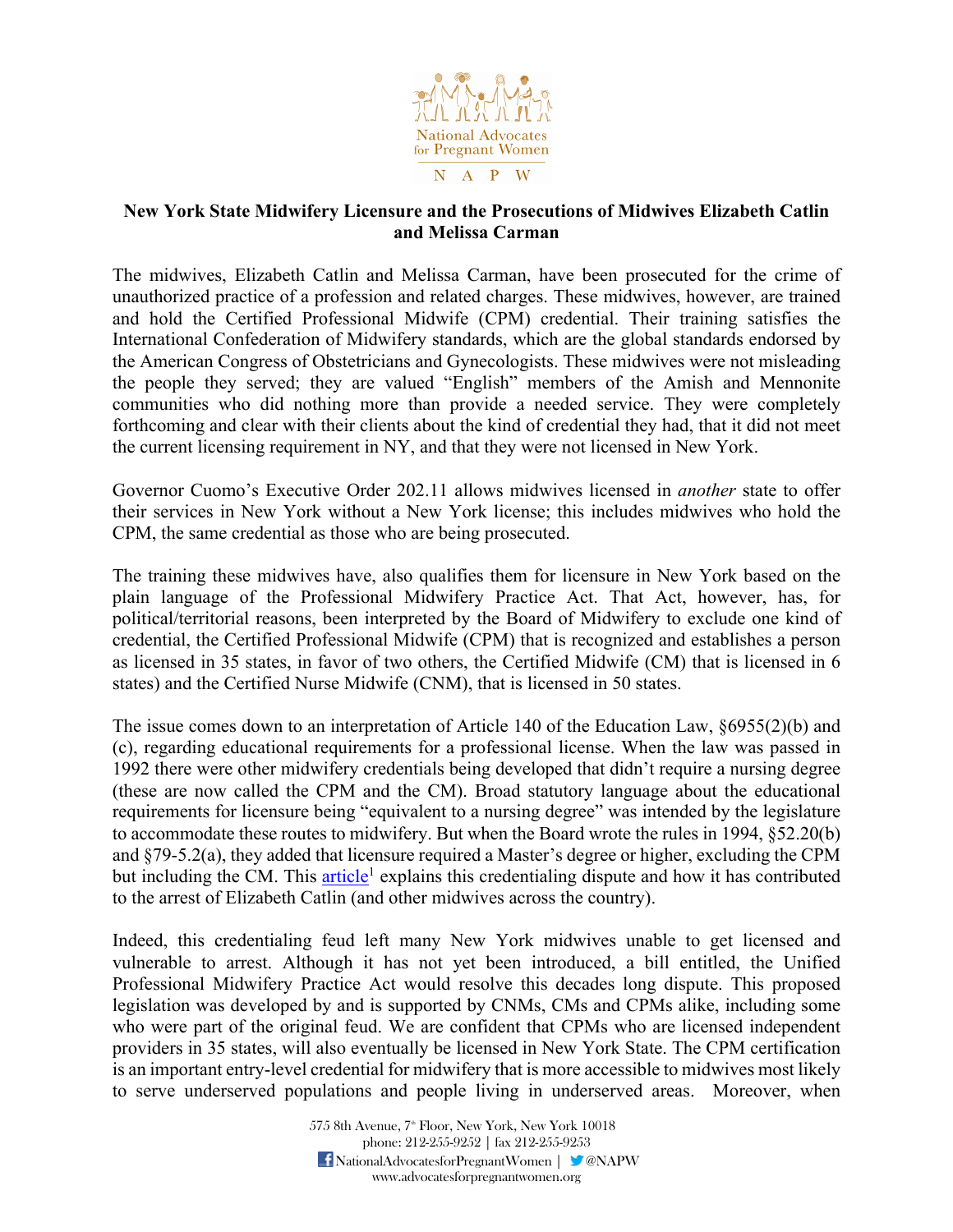National Advocates for Pregnant Women

N A P W

**New York State Midwifery Licensure and the Prosecutions of Midwives Elizabeth Catlin and Melissa Carman**

The midwives, Elizabeth Catlin and Melissa Carman, have been prosecuted for the crime of unauthorized practice of a profession and related charges. These midwives, however, are trained and hold the Certified Professional Midwife (CPM) credential. Their training satisfies the International Confederation of Midwifery standards, which are the global standards endorsed by the American Congress of Obstetricians and Gynecologists. These midwives were not misleading the people they served; they are valued "English" members of the Amish and Mennonite communities who did nothing more than provide a needed service. They were completely forthcoming and clear with their clients about the kind of credential they had, that it did not meet the current licensing requirement in NY, and that they were not licensed in New York.

Governor Cuomo's Executive Order 202.11 allows midwives licensed in *another* state to offer their services in New York without a New York license; this includes midwives who hold the CPM, the same credential as those who are being prosecuted.

The training these midwives have, also qualifies them for licensure in New York based on the plain language of the Professional Midwifery Practice Act. That Act, however, has, for political/territorial reasons, been interpreted by the Board of Midwifery to exclude one kind of credential, the Certified Professional Midwife (CPM) that is recognized and establishes a person as licensed in 35 states, in favor of two others, the Certified Midwife (CM) that is licensed in 6 states) and the Certified Nurse Midwife (CNM), that is licensed in 50 states.

The issue comes down to an interpretation of Article 140 of the Education Law, §6955(2)(b) and (c), regarding educational requirements for a professional license. When the law was passed in 1992 there were other midwifery credentials being developed that didn't require a nursing degree (these are now called the CPM and the CM). Broad statutory language about the educational requirements for licensure being "equivalent to a nursing degree" was intended by the legislature to accommodate these routes to midwifery. But when the Board wrote the rules in 1994, §52.20(b) and §79-5.2(a), they added that licensure required a Master's degree or higher, excluding the CPM but including the CM. This article[1] explains this credentialing dispute and how it has contributed to the arrest of Elizabeth Catlin (and other midwives across the country).

Indeed, this credentialing feud left many New York midwives unable to get licensed and vulnerable to arrest. Although it has not yet been introduced, a bill entitled, the Unified Professional Midwifery Practice Act would resolve this decades long dispute. This proposed legislation was developed by and is supported by CNMs, CMs and CPMs alike, including some who were part of the original feud. We are confident that CPMs who are licensed independent providers in 35 states, will also eventually be licensed in New York State. The CPM certification is an important entry-level credential for midwifery that is more accessible to midwives most likely to serve underserved populations and people living in underserved areas. Moreover, when

575 8th Avenue, 7th Floor, New York, New York 10018
phone: 212-255-9252 | fax 212-255-9253
NationalAdvocatesforPregnantWomen | @NAPW
www.advocatesforpregnantwomen.org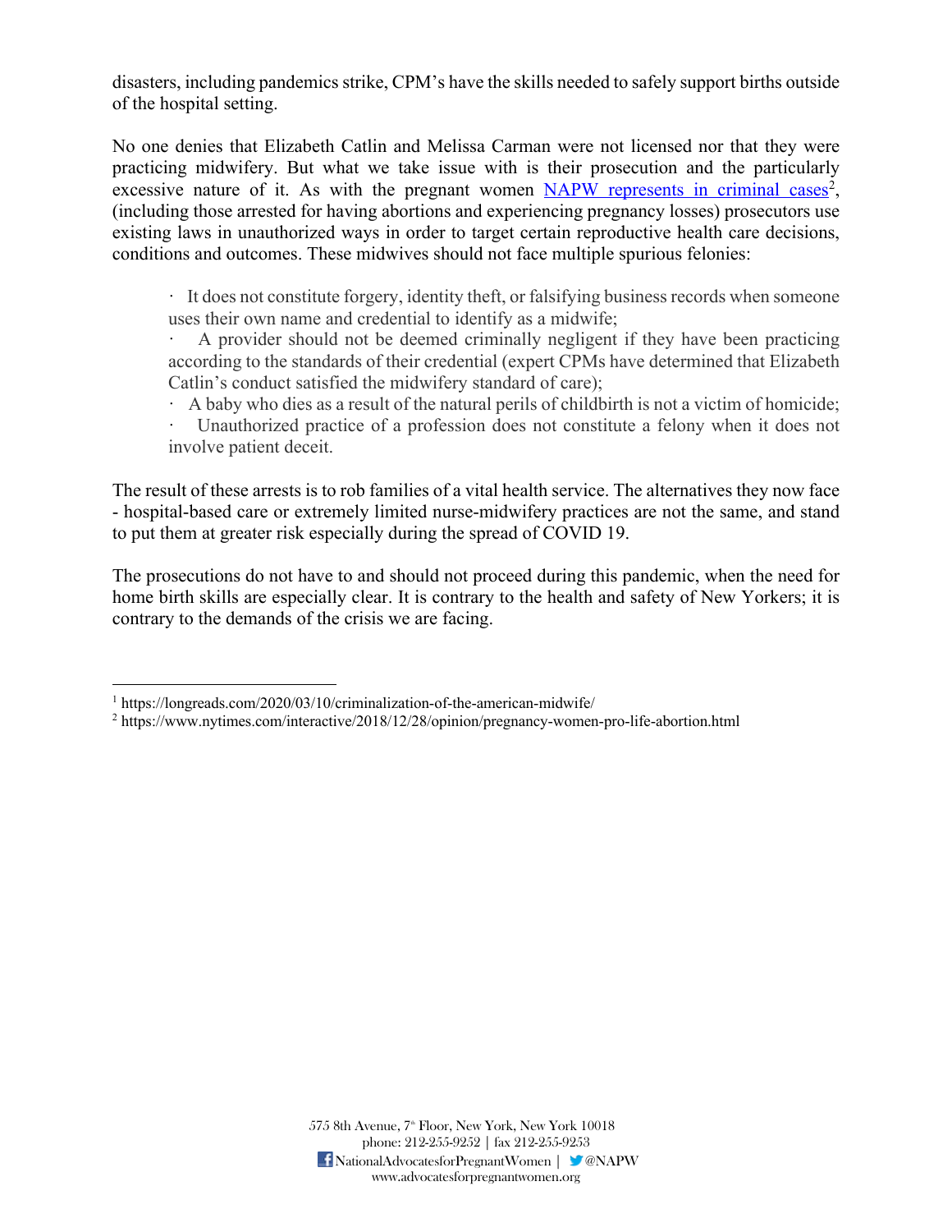disasters, including pandemics strike, CPM's have the skills needed to safely support births outside of the hospital setting.

No one denies that Elizabeth Catlin and Melissa Carman were not licensed nor that they were practicing midwifery. But what we take issue with is their prosecution and the particularly excessive nature of it. As with the pregnant women NAPW represents in criminal cases[2], (including those arrested for having abortions and experiencing pregnancy losses) prosecutors use existing laws in unauthorized ways in order to target certain reproductive health care decisions, conditions and outcomes. These midwives should not face multiple spurious felonies:

- It does not constitute forgery, identity theft, or falsifying business records when someone uses their own name and credential to identify as a midwife;
- A provider should not be deemed criminally negligent if they have been practicing according to the standards of their credential (expert CPMs have determined that Elizabeth Catlin's conduct satisfied the midwifery standard of care);
- A baby who dies as a result of the natural perils of childbirth is not a victim of homicide;
- Unauthorized practice of a profession does not constitute a felony when it does not involve patient deceit.

The result of these arrests is to rob families of a vital health service. The alternatives they now face - hospital-based care or extremely limited nurse-midwifery practices are not the same, and stand to put them at greater risk especially during the spread of COVID 19.

The prosecutions do not have to and should not proceed during this pandemic, when the need for home birth skills are especially clear. It is contrary to the health and safety of New Yorkers; it is contrary to the demands of the crisis we are facing.

---

[1] https://longreads.com/2020/03/10/criminalization-of-the-american-midwife/

[2] https://www.nytimes.com/interactive/2018/12/28/opinion/pregnancy-women-pro-life-abortion.html

575 8th Avenue, 7th Floor, New York, New York 10018
phone: 212-255-9252 | fax 212-255-9253
NationalAdvocatesforPregnantWomen | @NAPW
www.advocatesforpregnantwomen.org